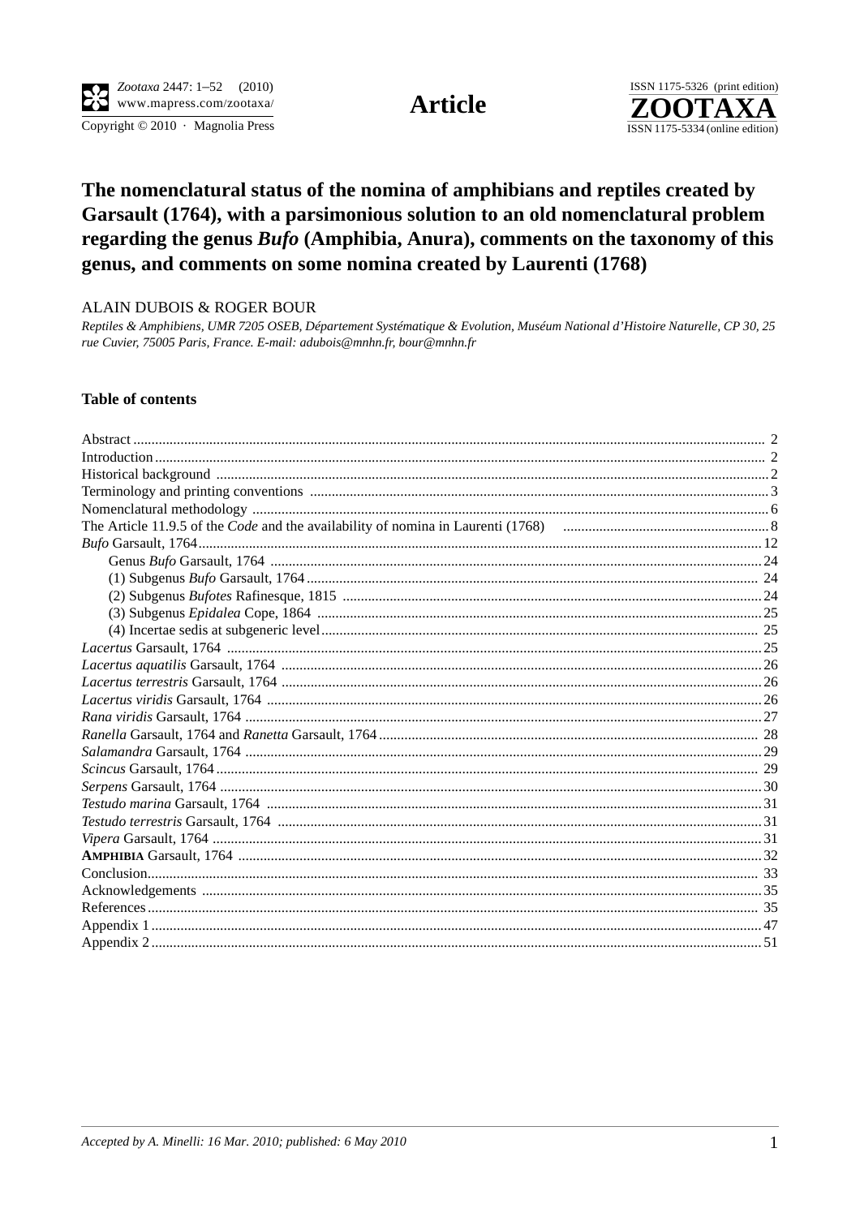**Article**

# The nomenclatural status of the nomina of amphibians and reptiles created by Garsault (1764), with a parsimonious solution to an old nomenclatural problem regarding the genus *Bufo* (Amphibia, Anura), comments on the taxonomy of this genus, and comments on some nomina created by Laurenti (1768)

ALAIN DUBOIS & ROGER BOUR

*Reptiles & Amphibiens, UMR 7205 OSEB, Département Systématique & Evolution, Muséum National d'Histoire Naturelle, CP 30, 25 rue Cuvier, 75005 Paris, France. E-mail: adubois@mnhn.fr, bour@mnhn.fr*

## Table of contents

Abstract ..... 2
Introduction ..... 2
Historical background ..... 2
Terminology and printing conventions ..... 3
Nomenclatural methodology ..... 6
The Article 11.9.5 of the *Code* and the availability of nomina in Laurenti (1768) ..... 8
*Bufo* Garsault, 1764 ..... 12
    Genus *Bufo* Garsault, 1764 ..... 24
    (1) Subgenus *Bufo* Garsault, 1764 ..... 24
    (2) Subgenus *Bufotes* Rafinesque, 1815 ..... 24
    (3) Subgenus *Epidalea* Cope, 1864 ..... 25
    (4) Incertae sedis at subgeneric level ..... 25
*Lacertus* Garsault, 1764 ..... 25
*Lacertus aquatilis* Garsault, 1764 ..... 26
*Lacertus terrestris* Garsault, 1764 ..... 26
*Lacertus viridis* Garsault, 1764 ..... 26
*Rana viridis* Garsault, 1764 ..... 27
*Ranella* Garsault, 1764 and *Ranetta* Garsault, 1764 ..... 28
*Salamandra* Garsault, 1764 ..... 29
*Scincus* Garsault, 1764 ..... 29
*Serpens* Garsault, 1764 ..... 30
*Testudo marina* Garsault, 1764 ..... 31
*Testudo terrestris* Garsault, 1764 ..... 31
*Vipera* Garsault, 1764 ..... 31
AMPHIBIA Garsault, 1764 ..... 32
Conclusion ..... 33
Acknowledgements ..... 35
References ..... 35
Appendix 1 ..... 47
Appendix 2 ..... 51

*Accepted by A. Minelli: 16 Mar. 2010; published: 6 May 2010*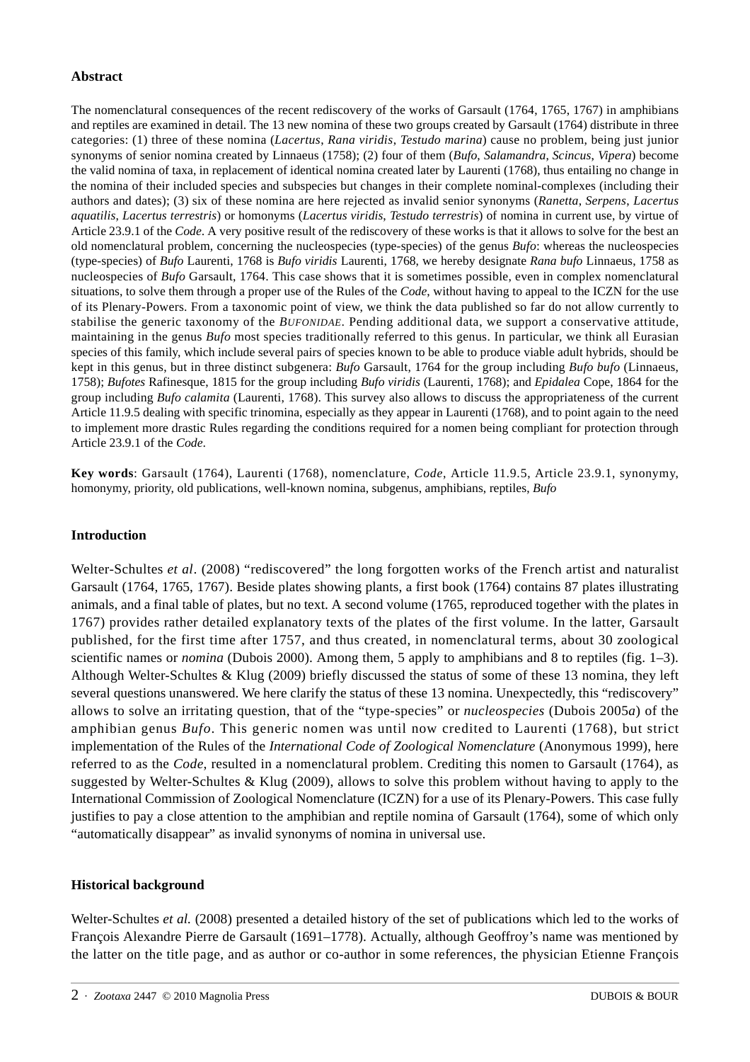## Abstract

The nomenclatural consequences of the recent rediscovery of the works of Garsault (1764, 1765, 1767) in amphibians and reptiles are examined in detail. The 13 new nomina of these two groups created by Garsault (1764) distribute in three categories: (1) three of these nomina (*Lacertus*, *Rana viridis*, *Testudo marina*) cause no problem, being just junior synonyms of senior nomina created by Linnaeus (1758); (2) four of them (*Bufo*, *Salamandra*, *Scincus*, *Vipera*) become the valid nomina of taxa, in replacement of identical nomina created later by Laurenti (1768), thus entailing no change in the nomina of their included species and subspecies but changes in their complete nominal-complexes (including their authors and dates); (3) six of these nomina are here rejected as invalid senior synonyms (*Ranetta*, *Serpens*, *Lacertus aquatilis*, *Lacertus terrestris*) or homonyms (*Lacertus viridis*, *Testudo terrestris*) of nomina in current use, by virtue of Article 23.9.1 of the *Code*. A very positive result of the rediscovery of these works is that it allows to solve for the best an old nomenclatural problem, concerning the nucleospecies (type-species) of the genus *Bufo*: whereas the nucleospecies (type-species) of *Bufo* Laurenti, 1768 is *Bufo viridis* Laurenti, 1768, we hereby designate *Rana bufo* Linnaeus, 1758 as nucleospecies of *Bufo* Garsault, 1764. This case shows that it is sometimes possible, even in complex nomenclatural situations, to solve them through a proper use of the Rules of the *Code*, without having to appeal to the ICZN for the use of its Plenary-Powers. From a taxonomic point of view, we think the data published so far do not allow currently to stabilise the generic taxonomy of the *BUFONIDAE*. Pending additional data, we support a conservative attitude, maintaining in the genus *Bufo* most species traditionally referred to this genus. In particular, we think all Eurasian species of this family, which include several pairs of species known to be able to produce viable adult hybrids, should be kept in this genus, but in three distinct subgenera: *Bufo* Garsault, 1764 for the group including *Bufo bufo* (Linnaeus, 1758); *Bufotes* Rafinesque, 1815 for the group including *Bufo viridis* (Laurenti, 1768); and *Epidalea* Cope, 1864 for the group including *Bufo calamita* (Laurenti, 1768). This survey also allows to discuss the appropriateness of the current Article 11.9.5 dealing with specific trinomina, especially as they appear in Laurenti (1768), and to point again to the need to implement more drastic Rules regarding the conditions required for a nomen being compliant for protection through Article 23.9.1 of the *Code*.

**Key words**: Garsault (1764), Laurenti (1768), nomenclature, *Code*, Article 11.9.5, Article 23.9.1, synonymy, homonymy, priority, old publications, well-known nomina, subgenus, amphibians, reptiles, *Bufo*

## Introduction

Welter-Schultes *et al*. (2008) "rediscovered" the long forgotten works of the French artist and naturalist Garsault (1764, 1765, 1767). Beside plates showing plants, a first book (1764) contains 87 plates illustrating animals, and a final table of plates, but no text. A second volume (1765, reproduced together with the plates in 1767) provides rather detailed explanatory texts of the plates of the first volume. In the latter, Garsault published, for the first time after 1757, and thus created, in nomenclatural terms, about 30 zoological scientific names or *nomina* (Dubois 2000). Among them, 5 apply to amphibians and 8 to reptiles (fig. 1–3). Although Welter-Schultes & Klug (2009) briefly discussed the status of some of these 13 nomina, they left several questions unanswered. We here clarify the status of these 13 nomina. Unexpectedly, this "rediscovery" allows to solve an irritating question, that of the "type-species" or *nucleospecies* (Dubois 2005*a*) of the amphibian genus *Bufo*. This generic nomen was until now credited to Laurenti (1768), but strict implementation of the Rules of the *International Code of Zoological Nomenclature* (Anonymous 1999), here referred to as the *Code*, resulted in a nomenclatural problem. Crediting this nomen to Garsault (1764), as suggested by Welter-Schultes & Klug (2009), allows to solve this problem without having to apply to the International Commission of Zoological Nomenclature (ICZN) for a use of its Plenary-Powers. This case fully justifies to pay a close attention to the amphibian and reptile nomina of Garsault (1764), some of which only "automatically disappear" as invalid synonyms of nomina in universal use.

## Historical background

Welter-Schultes *et al.* (2008) presented a detailed history of the set of publications which led to the works of François Alexandre Pierre de Garsault (1691–1778). Actually, although Geoffroy's name was mentioned by the latter on the title page, and as author or co-author in some references, the physician Etienne François